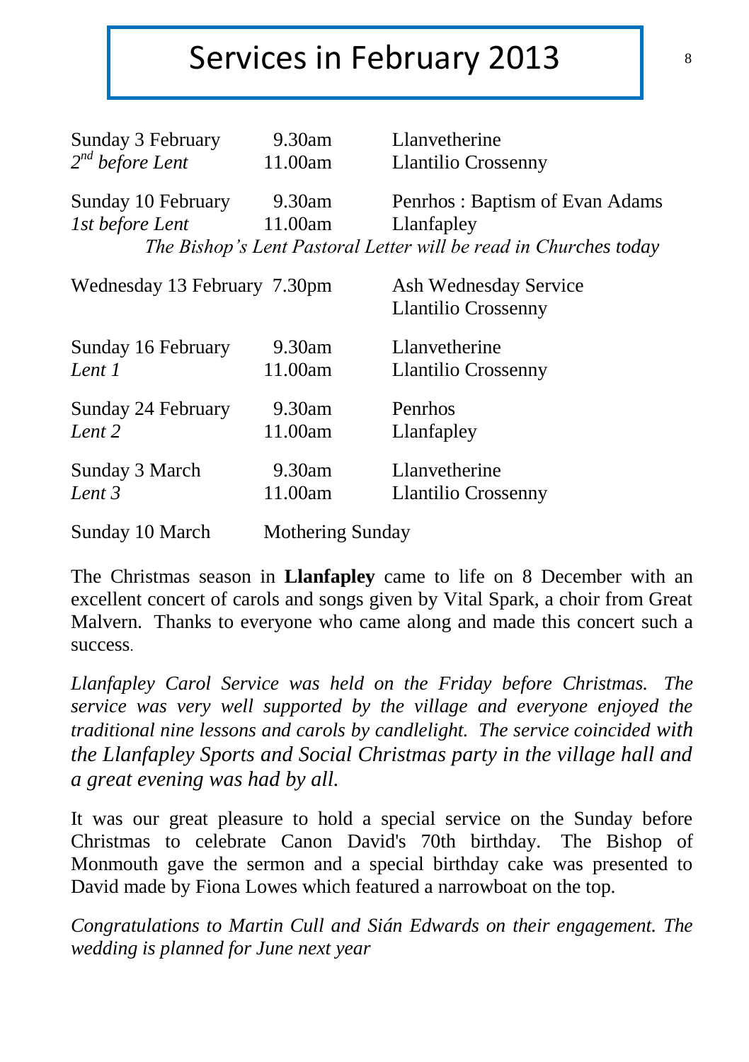# Services in February 2013

| | | |
|---|---|---|
| Sunday 3 February | 9.30am | Llanvetherine |
| *2nd before Lent* | 11.00am | Llantilio Crossenny |
| Sunday 10 February | 9.30am | Penrhos : Baptism of Evan Adams |
| *1st before Lent* | 11.00am | Llanfapley |
| *The Bishop's Lent Pastoral Letter will be read in Churches today* | | |
| Wednesday 13 February | 7.30pm | Ash Wednesday Service Llantilio Crossenny |
| Sunday 16 February | 9.30am | Llanvetherine |
| *Lent 1* | 11.00am | Llantilio Crossenny |
| Sunday 24 February | 9.30am | Penrhos |
| *Lent 2* | 11.00am | Llanfapley |
| Sunday 3 March | 9.30am | Llanvetherine |
| *Lent 3* | 11.00am | Llantilio Crossenny |
| Sunday 10 March | Mothering Sunday | |

The Christmas season in **Llanfapley** came to life on 8 December with an excellent concert of carols and songs given by Vital Spark, a choir from Great Malvern. Thanks to everyone who came along and made this concert such a success.

*Llanfapley Carol Service was held on the Friday before Christmas. The service was very well supported by the village and everyone enjoyed the traditional nine lessons and carols by candlelight. The service coincided with the Llanfapley Sports and Social Christmas party in the village hall and a great evening was had by all.*

It was our great pleasure to hold a special service on the Sunday before Christmas to celebrate Canon David's 70th birthday. The Bishop of Monmouth gave the sermon and a special birthday cake was presented to David made by Fiona Lowes which featured a narrowboat on the top.

*Congratulations to Martin Cull and Sián Edwards on their engagement. The wedding is planned for June next year*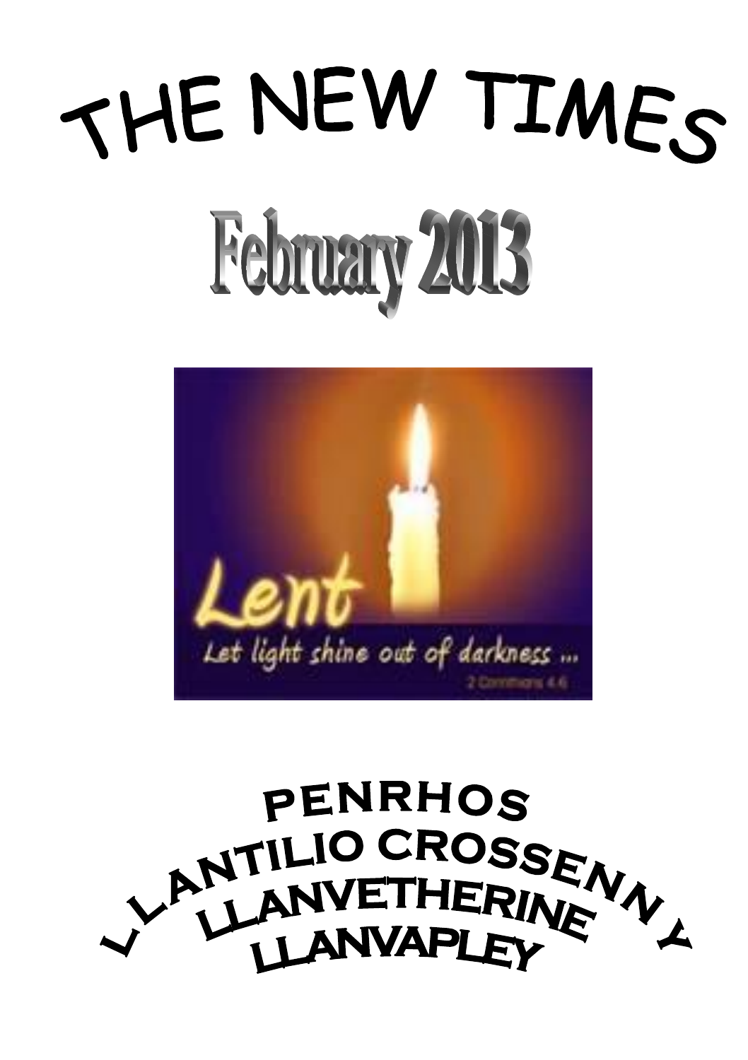# THE NEW TIMES

## February 2013

Lent

Let light shine out of darkness ...

2 Corinthians 4:6

**PENRHOS**

**LLANTILIO CROSSENNY**

**LLANVETHERINE**

**LLANVAPLEY**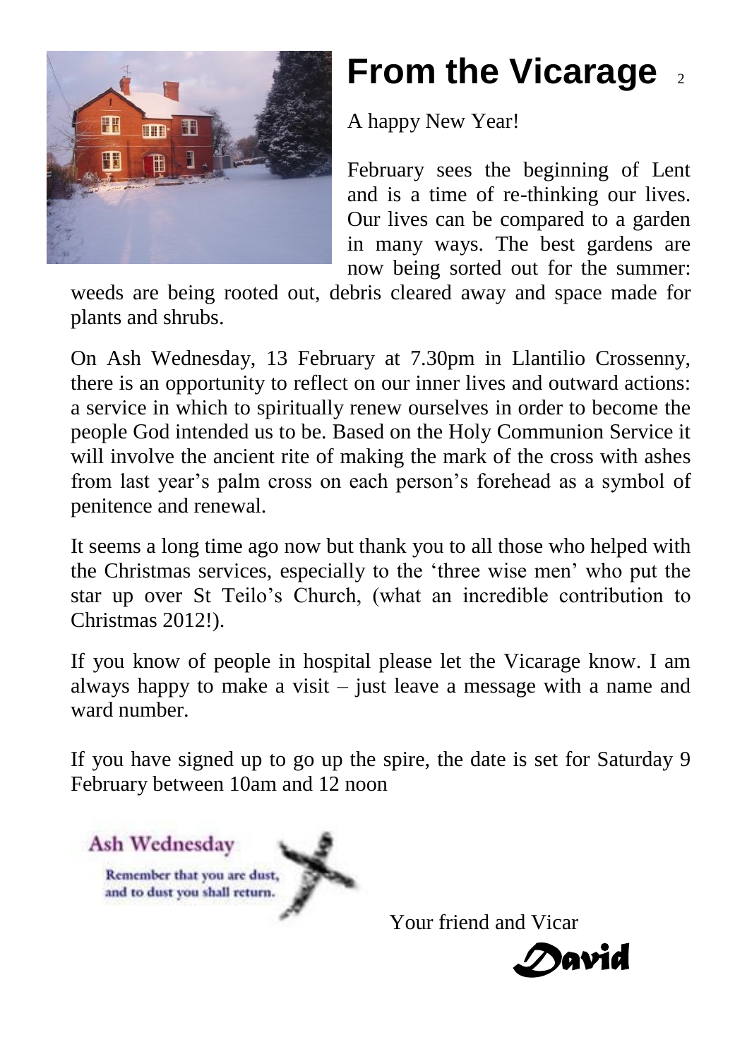# From the Vicarage

A happy New Year!

February sees the beginning of Lent and is a time of re-thinking our lives. Our lives can be compared to a garden in many ways. The best gardens are now being sorted out for the summer: weeds are being rooted out, debris cleared away and space made for plants and shrubs.

On Ash Wednesday, 13 February at 7.30pm in Llantilio Crossenny, there is an opportunity to reflect on our inner lives and outward actions: a service in which to spiritually renew ourselves in order to become the people God intended us to be. Based on the Holy Communion Service it will involve the ancient rite of making the mark of the cross with ashes from last year's palm cross on each person's forehead as a symbol of penitence and renewal.

It seems a long time ago now but thank you to all those who helped with the Christmas services, especially to the 'three wise men' who put the star up over St Teilo's Church, (what an incredible contribution to Christmas 2012!).

If you know of people in hospital please let the Vicarage know. I am always happy to make a visit – just leave a message with a name and ward number.

If you have signed up to go up the spire, the date is set for Saturday 9 February between 10am and 12 noon

**Ash Wednesday**

Remember that you are dust, and to dust you shall return.

Your friend and Vicar

*David*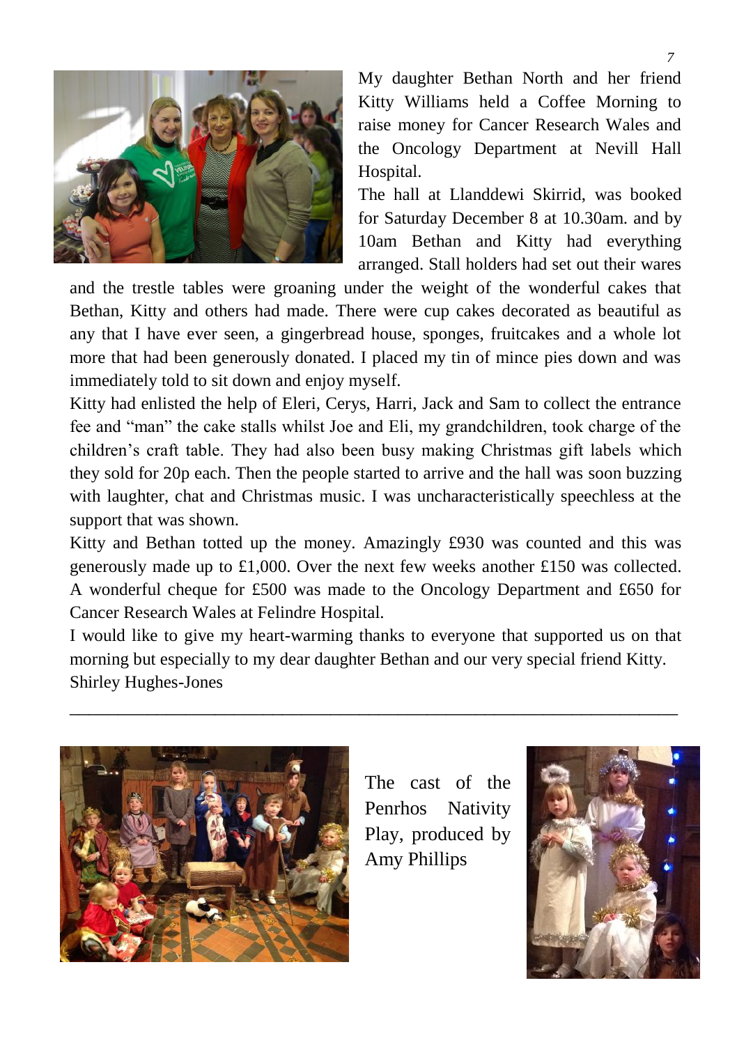My daughter Bethan North and her friend Kitty Williams held a Coffee Morning to raise money for Cancer Research Wales and the Oncology Department at Nevill Hall Hospital.

The hall at Llanddewi Skirrid, was booked for Saturday December 8 at 10.30am. and by 10am Bethan and Kitty had everything arranged. Stall holders had set out their wares and the trestle tables were groaning under the weight of the wonderful cakes that Bethan, Kitty and others had made. There were cup cakes decorated as beautiful as any that I have ever seen, a gingerbread house, sponges, fruitcakes and a whole lot more that had been generously donated. I placed my tin of mince pies down and was immediately told to sit down and enjoy myself.

Kitty had enlisted the help of Eleri, Cerys, Harri, Jack and Sam to collect the entrance fee and "man" the cake stalls whilst Joe and Eli, my grandchildren, took charge of the children's craft table. They had also been busy making Christmas gift labels which they sold for 20p each. Then the people started to arrive and the hall was soon buzzing with laughter, chat and Christmas music. I was uncharacteristically speechless at the support that was shown.

Kitty and Bethan totted up the money. Amazingly £930 was counted and this was generously made up to £1,000. Over the next few weeks another £150 was collected. A wonderful cheque for £500 was made to the Oncology Department and £650 for Cancer Research Wales at Felindre Hospital.

I would like to give my heart-warming thanks to everyone that supported us on that morning but especially to my dear daughter Bethan and our very special friend Kitty.

Shirley Hughes-Jones

---

The cast of the Penrhos Nativity Play, produced by Amy Phillips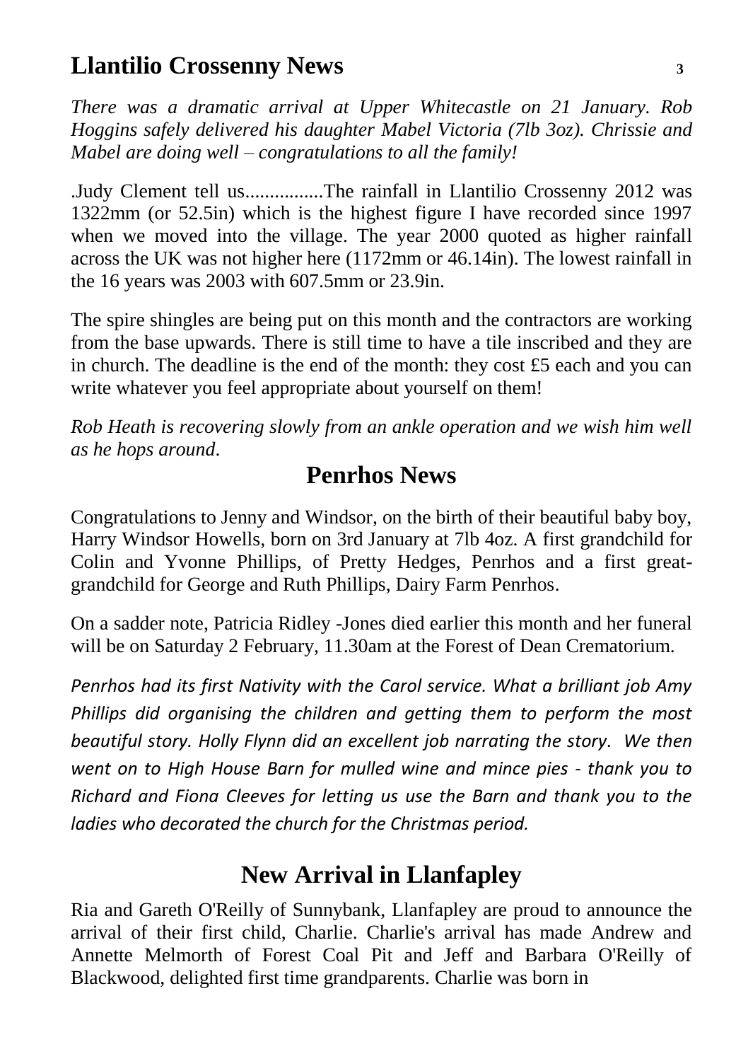## Llantilio Crossenny News

*There was a dramatic arrival at Upper Whitecastle on 21 January. Rob Hoggins safely delivered his daughter Mabel Victoria (7lb 3oz). Chrissie and Mabel are doing well – congratulations to all the family!*

.Judy Clement tell us................The rainfall in Llantilio Crossenny 2012 was 1322mm (or 52.5in) which is the highest figure I have recorded since 1997 when we moved into the village. The year 2000 quoted as higher rainfall across the UK was not higher here (1172mm or 46.14in). The lowest rainfall in the 16 years was 2003 with 607.5mm or 23.9in.

The spire shingles are being put on this month and the contractors are working from the base upwards. There is still time to have a tile inscribed and they are in church. The deadline is the end of the month: they cost £5 each and you can write whatever you feel appropriate about yourself on them!

*Rob Heath is recovering slowly from an ankle operation and we wish him well as he hops around*.

## Penrhos News

Congratulations to Jenny and Windsor, on the birth of their beautiful baby boy, Harry Windsor Howells, born on 3rd January at 7lb 4oz. A first grandchild for Colin and Yvonne Phillips, of Pretty Hedges, Penrhos and a first great-grandchild for George and Ruth Phillips, Dairy Farm Penrhos.

On a sadder note, Patricia Ridley -Jones died earlier this month and her funeral will be on Saturday 2 February, 11.30am at the Forest of Dean Crematorium.

*Penrhos had its first Nativity with the Carol service. What a brilliant job Amy Phillips did organising the children and getting them to perform the most beautiful story. Holly Flynn did an excellent job narrating the story. We then went on to High House Barn for mulled wine and mince pies - thank you to Richard and Fiona Cleeves for letting us use the Barn and thank you to the ladies who decorated the church for the Christmas period.*

## New Arrival in Llanfapley

Ria and Gareth O'Reilly of Sunnybank, Llanfapley are proud to announce the arrival of their first child, Charlie. Charlie's arrival has made Andrew and Annette Melmorth of Forest Coal Pit and Jeff and Barbara O'Reilly of Blackwood, delighted first time grandparents. Charlie was born in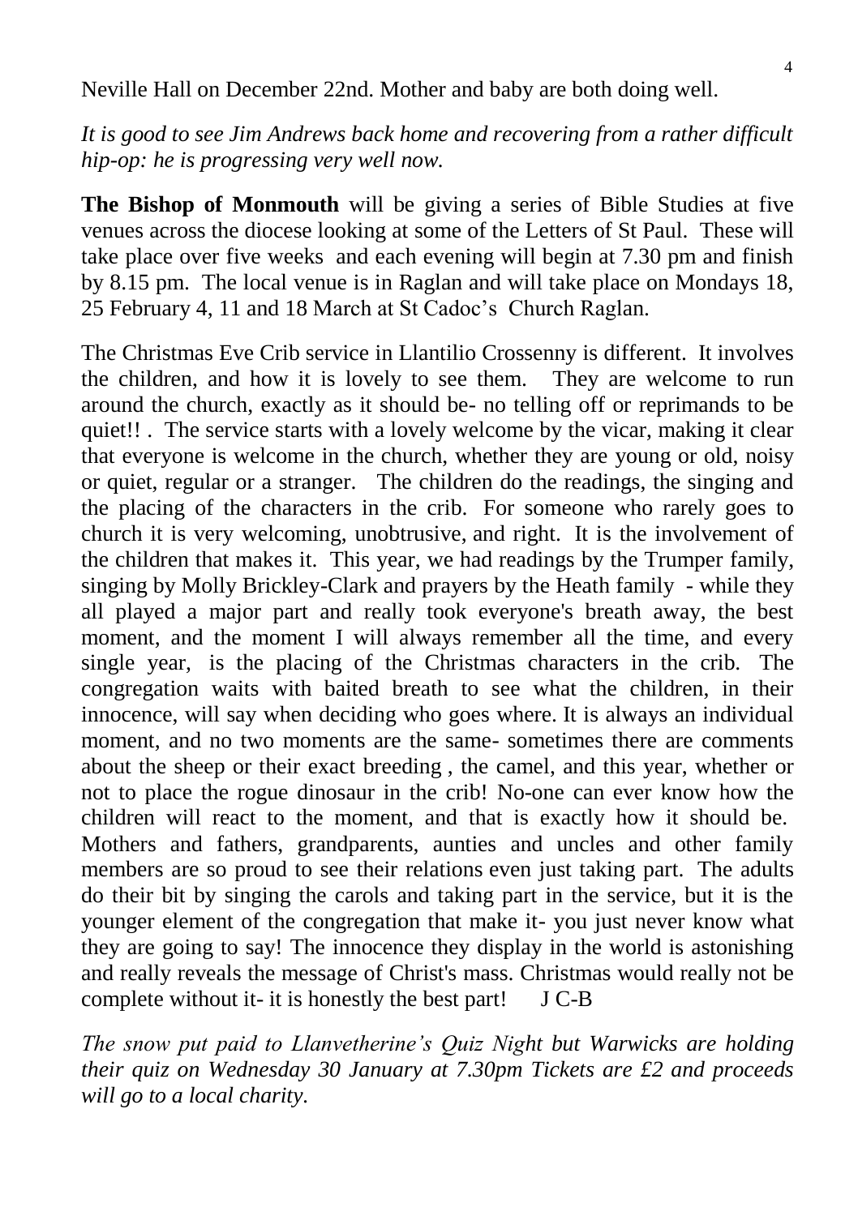Neville Hall on December 22nd. Mother and baby are both doing well.

*It is good to see Jim Andrews back home and recovering from a rather difficult hip-op: he is progressing very well now.*

**The Bishop of Monmouth** will be giving a series of Bible Studies at five venues across the diocese looking at some of the Letters of St Paul. These will take place over five weeks and each evening will begin at 7.30 pm and finish by 8.15 pm. The local venue is in Raglan and will take place on Mondays 18, 25 February 4, 11 and 18 March at St Cadoc's Church Raglan.

The Christmas Eve Crib service in Llantilio Crossenny is different. It involves the children, and how it is lovely to see them. They are welcome to run around the church, exactly as it should be- no telling off or reprimands to be quiet!! . The service starts with a lovely welcome by the vicar, making it clear that everyone is welcome in the church, whether they are young or old, noisy or quiet, regular or a stranger. The children do the readings, the singing and the placing of the characters in the crib. For someone who rarely goes to church it is very welcoming, unobtrusive, and right. It is the involvement of the children that makes it. This year, we had readings by the Trumper family, singing by Molly Brickley-Clark and prayers by the Heath family - while they all played a major part and really took everyone's breath away, the best moment, and the moment I will always remember all the time, and every single year, is the placing of the Christmas characters in the crib. The congregation waits with baited breath to see what the children, in their innocence, will say when deciding who goes where. It is always an individual moment, and no two moments are the same- sometimes there are comments about the sheep or their exact breeding , the camel, and this year, whether or not to place the rogue dinosaur in the crib! No-one can ever know how the children will react to the moment, and that is exactly how it should be. Mothers and fathers, grandparents, aunties and uncles and other family members are so proud to see their relations even just taking part. The adults do their bit by singing the carols and taking part in the service, but it is the younger element of the congregation that make it- you just never know what they are going to say! The innocence they display in the world is astonishing and really reveals the message of Christ's mass. Christmas would really not be complete without it- it is honestly the best part! J C-B

*The snow put paid to Llanvetherine's Quiz Night but Warwicks are holding their quiz on Wednesday 30 January at 7.30pm Tickets are £2 and proceeds will go to a local charity.*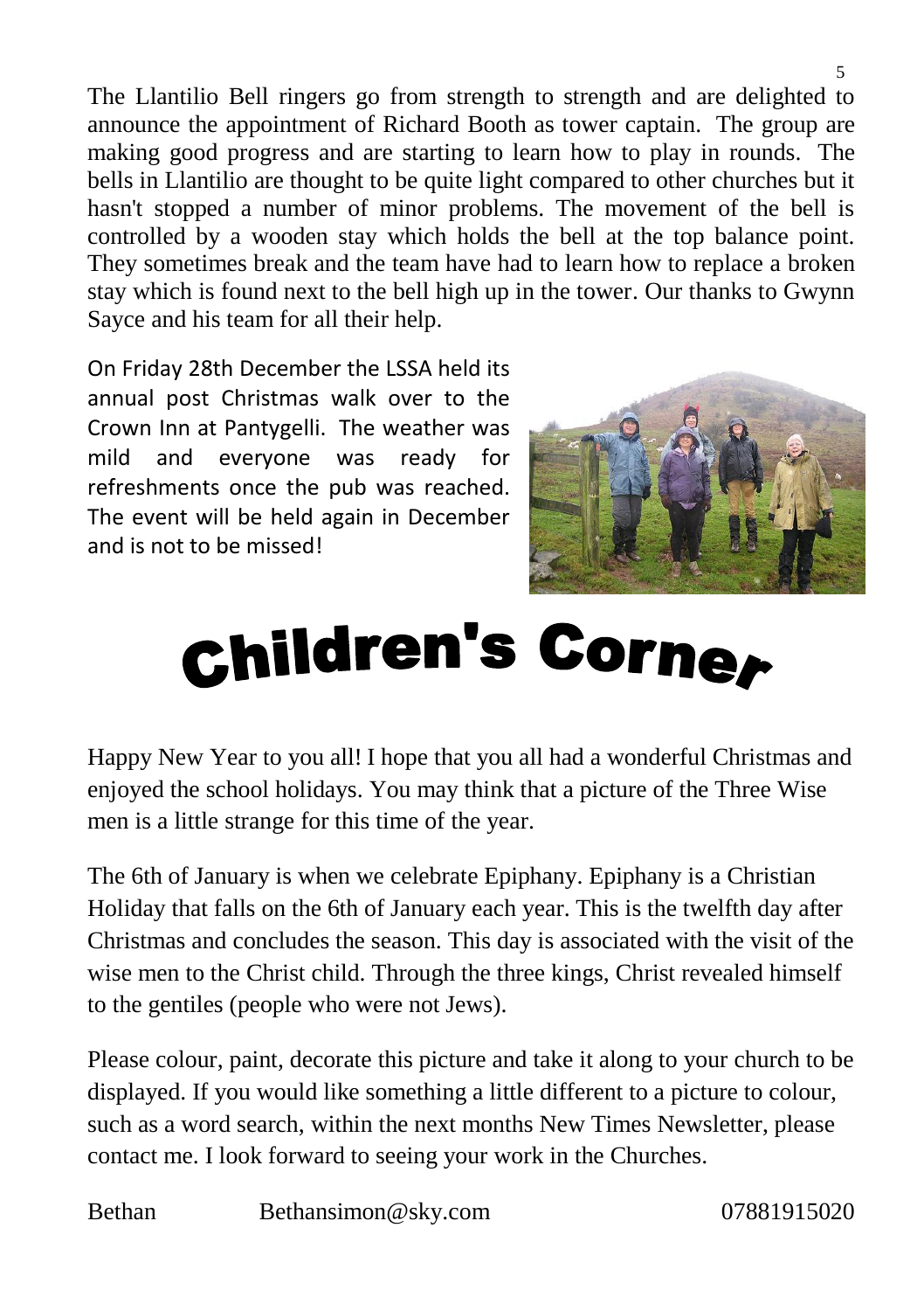The Llantilio Bell ringers go from strength to strength and are delighted to announce the appointment of Richard Booth as tower captain. The group are making good progress and are starting to learn how to play in rounds. The bells in Llantilio are thought to be quite light compared to other churches but it hasn't stopped a number of minor problems. The movement of the bell is controlled by a wooden stay which holds the bell at the top balance point. They sometimes break and the team have had to learn how to replace a broken stay which is found next to the bell high up in the tower. Our thanks to Gwynn Sayce and his team for all their help.

On Friday 28th December the LSSA held its annual post Christmas walk over to the Crown Inn at Pantygelli. The weather was mild and everyone was ready for refreshments once the pub was reached. The event will be held again in December and is not to be missed!

# Children's Corner

Happy New Year to you all! I hope that you all had a wonderful Christmas and enjoyed the school holidays. You may think that a picture of the Three Wise men is a little strange for this time of the year.

The 6th of January is when we celebrate Epiphany. Epiphany is a Christian Holiday that falls on the 6th of January each year. This is the twelfth day after Christmas and concludes the season. This day is associated with the visit of the wise men to the Christ child. Through the three kings, Christ revealed himself to the gentiles (people who were not Jews).

Please colour, paint, decorate this picture and take it along to your church to be displayed. If you would like something a little different to a picture to colour, such as a word search, within the next months New Times Newsletter, please contact me. I look forward to seeing your work in the Churches.

Bethan Bethansimon@sky.com 07881915020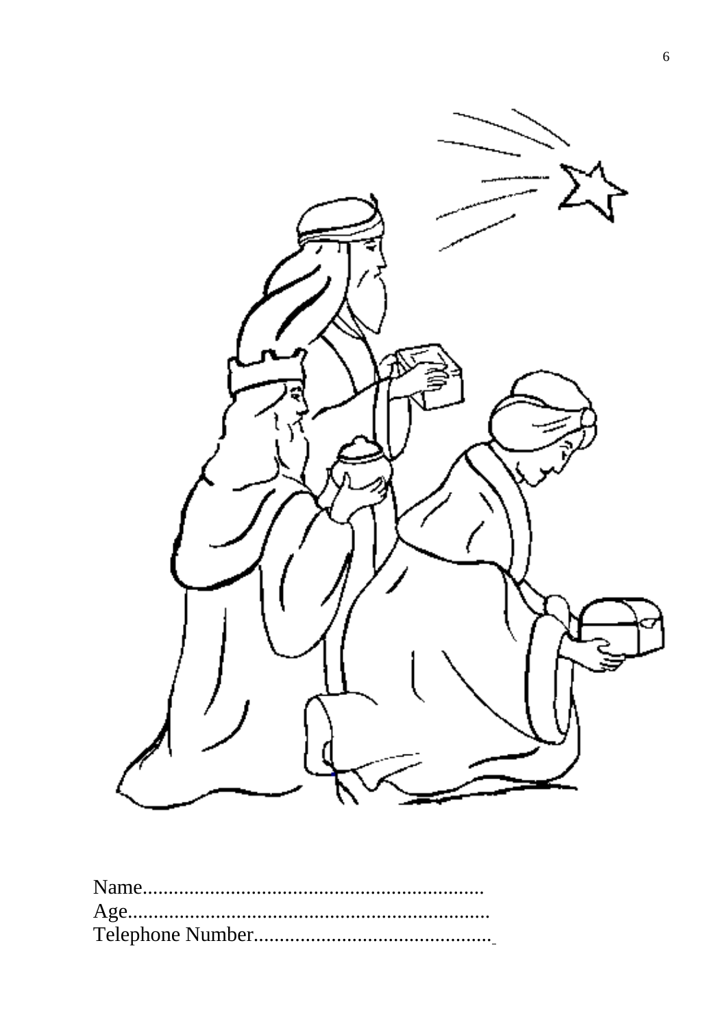Name...................................................................
Age.......................................................................
Telephone Number..............................................